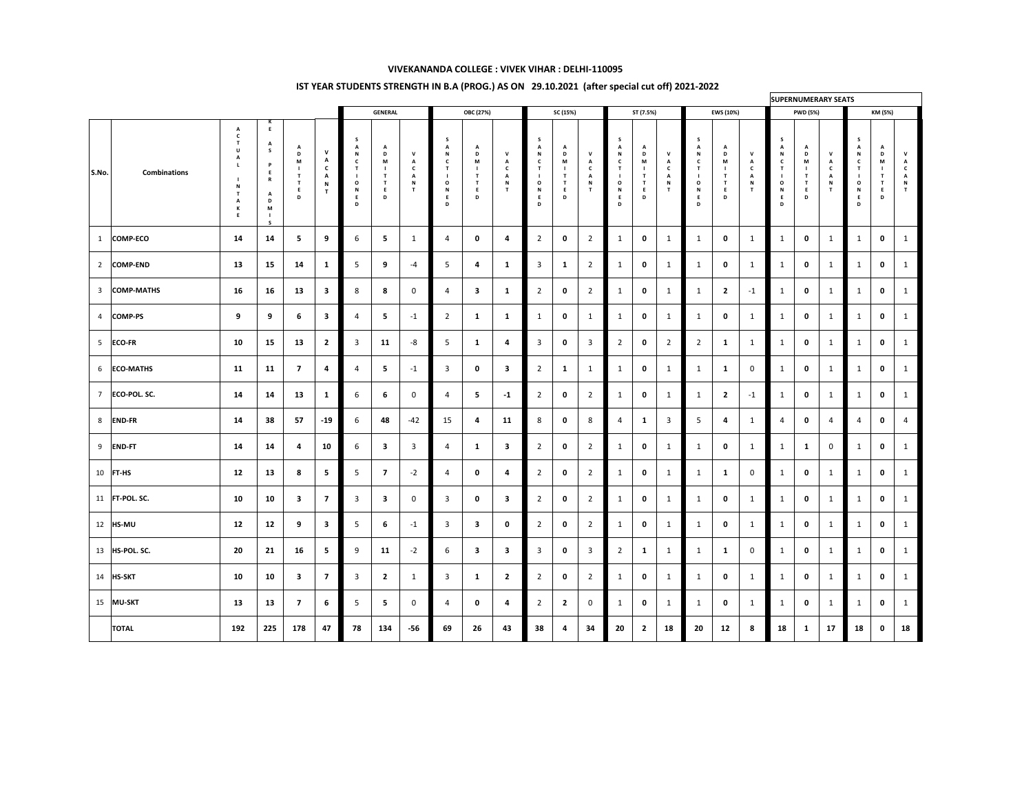## VIVEKANANDA COLLEGE : VIVEK VIHAR : DELHI-110095

### IST YEAR STUDENTS STRENGTH IN B.A (PROG.) AS ON 29.10.2021 (after special cut off) 2021-2022

| | | | | | | GENERAL | | | OBC (27%) | | | SC (15%) | | | ST (7.5%) | | | EWS (10%) | | | SUPERNUMERARY SEATS PWD (5%) | | | SUPERNUMERARY SEATS KM (5%) | | |
|---|---|---|---|---|---|---|---|---|---|---|---|---|---|---|---|---|---|---|---|---|---|---|---|---|---|---|
| S.No. | Combinations | ACTUAL INTAKE | TAKE AS PER ADMIS | ADMITTED | VACANT | SANCTIONED | ADMITTED | VACANT | SANCTIONED | ADMITTED | VACANT | SANCTIONED | ADMITTED | VACANT | SANCTIONED | ADMITTED | VACANT | SANCTIONED | ADMITTED | VACANT | SANCTIONED | ADMITTED | VACANT | SANCTIONED | ADMITTED | VACANT |
| 1 | COMP-ECO | 14 | 14 | 5 | 9 | 6 | 5 | 1 | 4 | 0 | 4 | 2 | 0 | 2 | 1 | 0 | 1 | 1 | 0 | 1 | 1 | 0 | 1 | 1 | 0 | 1 |
| 2 | COMP-END | 13 | 15 | 14 | 1 | 5 | 9 | -4 | 5 | 4 | 1 | 3 | 1 | 2 | 1 | 0 | 1 | 1 | 0 | 1 | 1 | 0 | 1 | 1 | 0 | 1 |
| 3 | COMP-MATHS | 16 | 16 | 13 | 3 | 8 | 8 | 0 | 4 | 3 | 1 | 2 | 0 | 2 | 1 | 0 | 1 | 1 | 2 | -1 | 1 | 0 | 1 | 1 | 0 | 1 |
| 4 | COMP-PS | 9 | 9 | 6 | 3 | 4 | 5 | -1 | 2 | 1 | 1 | 1 | 0 | 1 | 1 | 0 | 1 | 1 | 0 | 1 | 1 | 0 | 1 | 1 | 0 | 1 |
| 5 | ECO-FR | 10 | 15 | 13 | 2 | 3 | 11 | -8 | 5 | 1 | 4 | 3 | 0 | 3 | 2 | 0 | 2 | 2 | 1 | 1 | 1 | 0 | 1 | 1 | 0 | 1 |
| 6 | ECO-MATHS | 11 | 11 | 7 | 4 | 4 | 5 | -1 | 3 | 0 | 3 | 2 | 1 | 1 | 1 | 0 | 1 | 1 | 1 | 0 | 1 | 0 | 1 | 1 | 0 | 1 |
| 7 | ECO-POL. SC. | 14 | 14 | 13 | 1 | 6 | 6 | 0 | 4 | 5 | -1 | 2 | 0 | 2 | 1 | 0 | 1 | 1 | 2 | -1 | 1 | 0 | 1 | 1 | 0 | 1 |
| 8 | END-FR | 14 | 38 | 57 | -19 | 6 | 48 | -42 | 15 | 4 | 11 | 8 | 0 | 8 | 4 | 1 | 3 | 5 | 4 | 1 | 4 | 0 | 4 | 4 | 0 | 4 |
| 9 | END-FT | 14 | 14 | 4 | 10 | 6 | 3 | 3 | 4 | 1 | 3 | 2 | 0 | 2 | 1 | 0 | 1 | 1 | 0 | 1 | 1 | 1 | 0 | 1 | 0 | 1 |
| 10 | FT-HS | 12 | 13 | 8 | 5 | 5 | 7 | -2 | 4 | 0 | 4 | 2 | 0 | 2 | 1 | 0 | 1 | 1 | 1 | 0 | 1 | 0 | 1 | 1 | 0 | 1 |
| 11 | FT-POL. SC. | 10 | 10 | 3 | 7 | 3 | 3 | 0 | 3 | 0 | 3 | 2 | 0 | 2 | 1 | 0 | 1 | 1 | 0 | 1 | 1 | 0 | 1 | 1 | 0 | 1 |
| 12 | HS-MU | 12 | 12 | 9 | 3 | 5 | 6 | -1 | 3 | 3 | 0 | 2 | 0 | 2 | 1 | 0 | 1 | 1 | 0 | 1 | 1 | 0 | 1 | 1 | 0 | 1 |
| 13 | HS-POL. SC. | 20 | 21 | 16 | 5 | 9 | 11 | -2 | 6 | 3 | 3 | 3 | 0 | 3 | 2 | 1 | 1 | 1 | 1 | 0 | 1 | 0 | 1 | 1 | 0 | 1 |
| 14 | HS-SKT | 10 | 10 | 3 | 7 | 3 | 2 | 1 | 3 | 1 | 2 | 2 | 0 | 2 | 1 | 0 | 1 | 1 | 0 | 1 | 1 | 0 | 1 | 1 | 0 | 1 |
| 15 | MU-SKT | 13 | 13 | 7 | 6 | 5 | 5 | 0 | 4 | 0 | 4 | 2 | 2 | 0 | 1 | 0 | 1 | 1 | 0 | 1 | 1 | 0 | 1 | 1 | 0 | 1 |
| | TOTAL | 192 | 225 | 178 | 47 | 78 | 134 | -56 | 69 | 26 | 43 | 38 | 4 | 34 | 20 | 2 | 18 | 20 | 12 | 8 | 18 | 1 | 17 | 18 | 0 | 18 |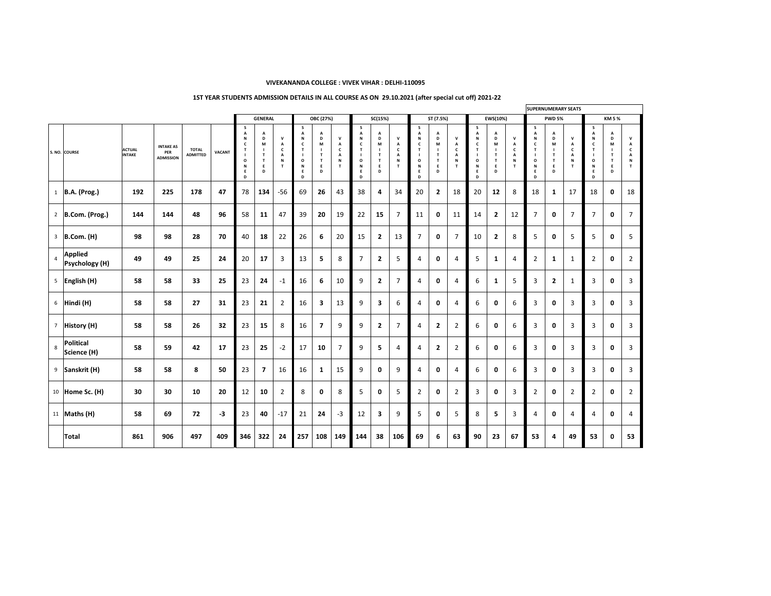**VIVEKANANDA COLLEGE : VIVEK VIHAR : DELHI-110095**

**1ST YEAR STUDENTS ADMISSION DETAILS IN ALL COURSE AS ON 29.10.2021 (after special cut off) 2021-22**

| | | | | | | GENERAL | | | OBC (27%) | | | SC(15%) | | | ST (7.5%) | | | EWS(10%) | | | SUPERNUMERARY SEATS PWD 5% | | | KM 5 % | | |
|---|---|---|---|---|---|---|---|---|---|---|---|---|---|---|---|---|---|---|---|---|---|---|---|---|---|---|
| S. NO. | COURSE | ACTUAL INTAKE | INTAKE AS PER ADMISSION | TOTAL ADMITTED | VACANT | SANCTIONED | ADMITTED | VACANT | SANCTIONED | ADMITTED | VACANT | SANCTIONED | ADMITTED | VACANT | SANCTIONED | ADMITTED | VACANT | SANCTIONED | ADMITTED | VACANT | SANCTIONED | ADMITTED | VACANT | SANCTIONED | ADMITTED | VACANT |
| 1 | **B.A. (Prog.)** | **192** | **225** | **178** | **47** | 78 | **134** | -56 | 69 | **26** | 43 | 38 | **4** | 34 | 20 | **2** | 18 | 20 | **12** | 8 | 18 | **1** | 17 | 18 | **0** | 18 |
| 2 | **B.Com. (Prog.)** | **144** | **144** | **48** | **96** | 58 | **11** | 47 | 39 | **20** | 19 | 22 | **15** | 7 | 11 | **0** | 11 | 14 | **2** | 12 | 7 | **0** | 7 | 7 | **0** | 7 |
| 3 | **B.Com. (H)** | **98** | **98** | **28** | **70** | 40 | **18** | 22 | 26 | **6** | 20 | 15 | **2** | 13 | 7 | **0** | 7 | 10 | **2** | 8 | 5 | **0** | 5 | 5 | **0** | 5 |
| 4 | **Applied Psychology (H)** | **49** | **49** | **25** | **24** | 20 | **17** | 3 | 13 | **5** | 8 | 7 | **2** | 5 | 4 | **0** | 4 | 5 | **1** | 4 | 2 | **1** | 1 | 2 | **0** | 2 |
| 5 | **English (H)** | **58** | **58** | **33** | **25** | 23 | **24** | -1 | 16 | **6** | 10 | 9 | **2** | 7 | 4 | **0** | 4 | 6 | **1** | 5 | 3 | **2** | 1 | 3 | **0** | 3 |
| 6 | **Hindi (H)** | **58** | **58** | **27** | **31** | 23 | **21** | 2 | 16 | **3** | 13 | 9 | **3** | 6 | 4 | **0** | 4 | 6 | **0** | 6 | 3 | **0** | 3 | 3 | **0** | 3 |
| 7 | **History (H)** | **58** | **58** | **26** | **32** | 23 | **15** | 8 | 16 | **7** | 9 | 9 | **2** | 7 | 4 | **2** | 2 | 6 | **0** | 6 | 3 | **0** | 3 | 3 | **0** | 3 |
| 8 | **Political Science (H)** | **58** | **59** | **42** | **17** | 23 | **25** | -2 | 17 | **10** | 7 | 9 | **5** | 4 | 4 | **2** | 2 | 6 | **0** | 6 | 3 | **0** | 3 | 3 | **0** | 3 |
| 9 | **Sanskrit (H)** | **58** | **58** | **8** | **50** | 23 | **7** | 16 | 16 | **1** | 15 | 9 | **0** | 9 | 4 | **0** | 4 | 6 | **0** | 6 | 3 | **0** | 3 | 3 | **0** | 3 |
| 10 | **Home Sc. (H)** | **30** | **30** | **10** | **20** | 12 | **10** | 2 | 8 | **0** | 8 | 5 | **0** | 5 | 2 | **0** | 2 | 3 | **0** | 3 | 2 | **0** | 2 | 2 | **0** | 2 |
| 11 | **Maths (H)** | **58** | **69** | **72** | **-3** | 23 | **40** | -17 | 21 | **24** | -3 | 12 | **3** | 9 | 5 | **0** | 5 | 8 | **5** | 3 | 4 | **0** | 4 | 4 | **0** | 4 |
| | **Total** | **861** | **906** | **497** | **409** | **346** | **322** | **24** | **257** | **108** | **149** | **144** | **38** | **106** | **69** | **6** | **63** | **90** | **23** | **67** | **53** | **4** | **49** | **53** | **0** | **53** |